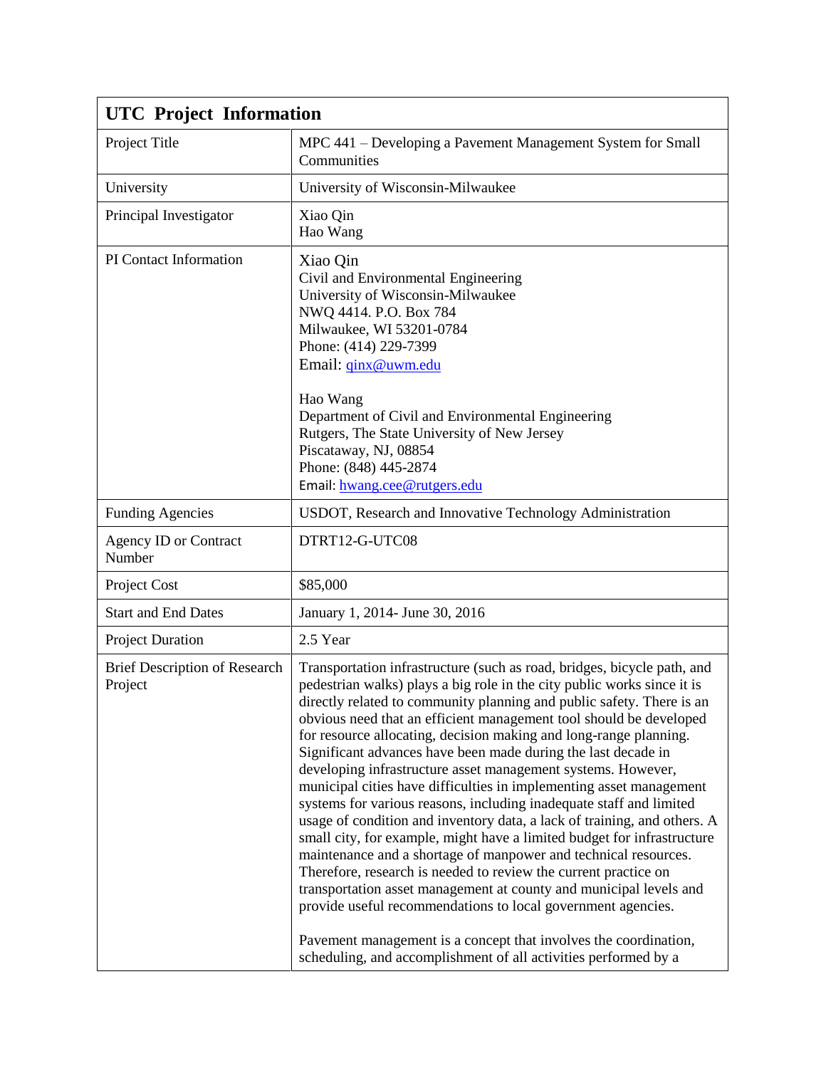| UTC Project Information | |
|---|---|
| Project Title | MPC 441 – Developing a Pavement Management System for Small Communities |
| University | University of Wisconsin-Milwaukee |
| Principal Investigator | Xiao Qin<br>Hao Wang |
| PI Contact Information | Xiao Qin<br>Civil and Environmental Engineering<br>University of Wisconsin-Milwaukee<br>NWQ 4414. P.O. Box 784<br>Milwaukee, WI 53201-0784<br>Phone: (414) 229-7399<br>Email: qinx@uwm.edu<br><br>Hao Wang<br>Department of Civil and Environmental Engineering<br>Rutgers, The State University of New Jersey<br>Piscataway, NJ, 08854<br>Phone: (848) 445-2874<br>Email: hwang.cee@rutgers.edu |
| Funding Agencies | USDOT, Research and Innovative Technology Administration |
| Agency ID or Contract Number | DTRT12-G-UTC08 |
| Project Cost | $85,000 |
| Start and End Dates | January 1, 2014- June 30, 2016 |
| Project Duration | 2.5 Year |
| Brief Description of Research Project | Transportation infrastructure (such as road, bridges, bicycle path, and pedestrian walks) plays a big role in the city public works since it is directly related to community planning and public safety. There is an obvious need that an efficient management tool should be developed for resource allocating, decision making and long-range planning. Significant advances have been made during the last decade in developing infrastructure asset management systems. However, municipal cities have difficulties in implementing asset management systems for various reasons, including inadequate staff and limited usage of condition and inventory data, a lack of training, and others. A small city, for example, might have a limited budget for infrastructure maintenance and a shortage of manpower and technical resources. Therefore, research is needed to review the current practice on transportation asset management at county and municipal levels and provide useful recommendations to local government agencies.<br><br>Pavement management is a concept that involves the coordination, scheduling, and accomplishment of all activities performed by a |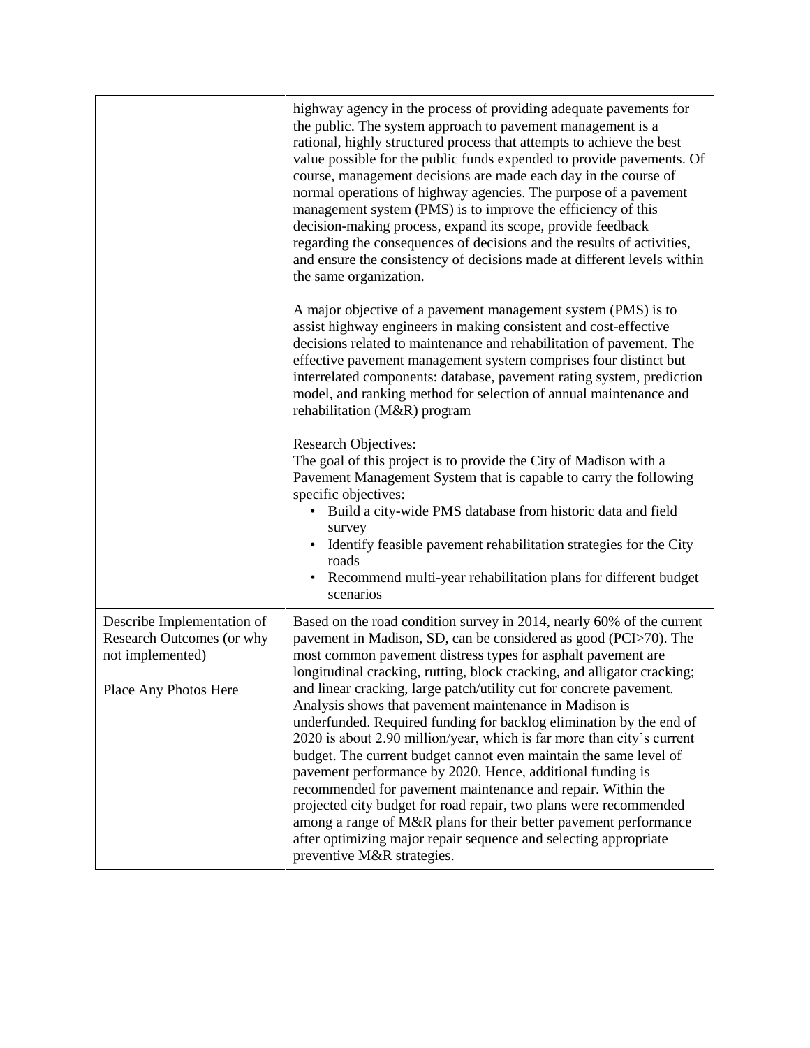| | |
|---|---|
| | highway agency in the process of providing adequate pavements for the public. The system approach to pavement management is a rational, highly structured process that attempts to achieve the best value possible for the public funds expended to provide pavements. Of course, management decisions are made each day in the course of normal operations of highway agencies. The purpose of a pavement management system (PMS) is to improve the efficiency of this decision-making process, expand its scope, provide feedback regarding the consequences of decisions and the results of activities, and ensure the consistency of decisions made at different levels within the same organization.<br><br>A major objective of a pavement management system (PMS) is to assist highway engineers in making consistent and cost-effective decisions related to maintenance and rehabilitation of pavement. The effective pavement management system comprises four distinct but interrelated components: database, pavement rating system, prediction model, and ranking method for selection of annual maintenance and rehabilitation (M&R) program<br><br>Research Objectives:<br>The goal of this project is to provide the City of Madison with a Pavement Management System that is capable to carry the following specific objectives:<br>• Build a city-wide PMS database from historic data and field survey<br>• Identify feasible pavement rehabilitation strategies for the City roads<br>• Recommend multi-year rehabilitation plans for different budget scenarios |
| Describe Implementation of Research Outcomes (or why not implemented)<br><br>Place Any Photos Here | Based on the road condition survey in 2014, nearly 60% of the current pavement in Madison, SD, can be considered as good (PCI>70). The most common pavement distress types for asphalt pavement are longitudinal cracking, rutting, block cracking, and alligator cracking; and linear cracking, large patch/utility cut for concrete pavement. Analysis shows that pavement maintenance in Madison is underfunded. Required funding for backlog elimination by the end of 2020 is about 2.90 million/year, which is far more than city's current budget. The current budget cannot even maintain the same level of pavement performance by 2020. Hence, additional funding is recommended for pavement maintenance and repair. Within the projected city budget for road repair, two plans were recommended among a range of M&R plans for their better pavement performance after optimizing major repair sequence and selecting appropriate preventive M&R strategies. |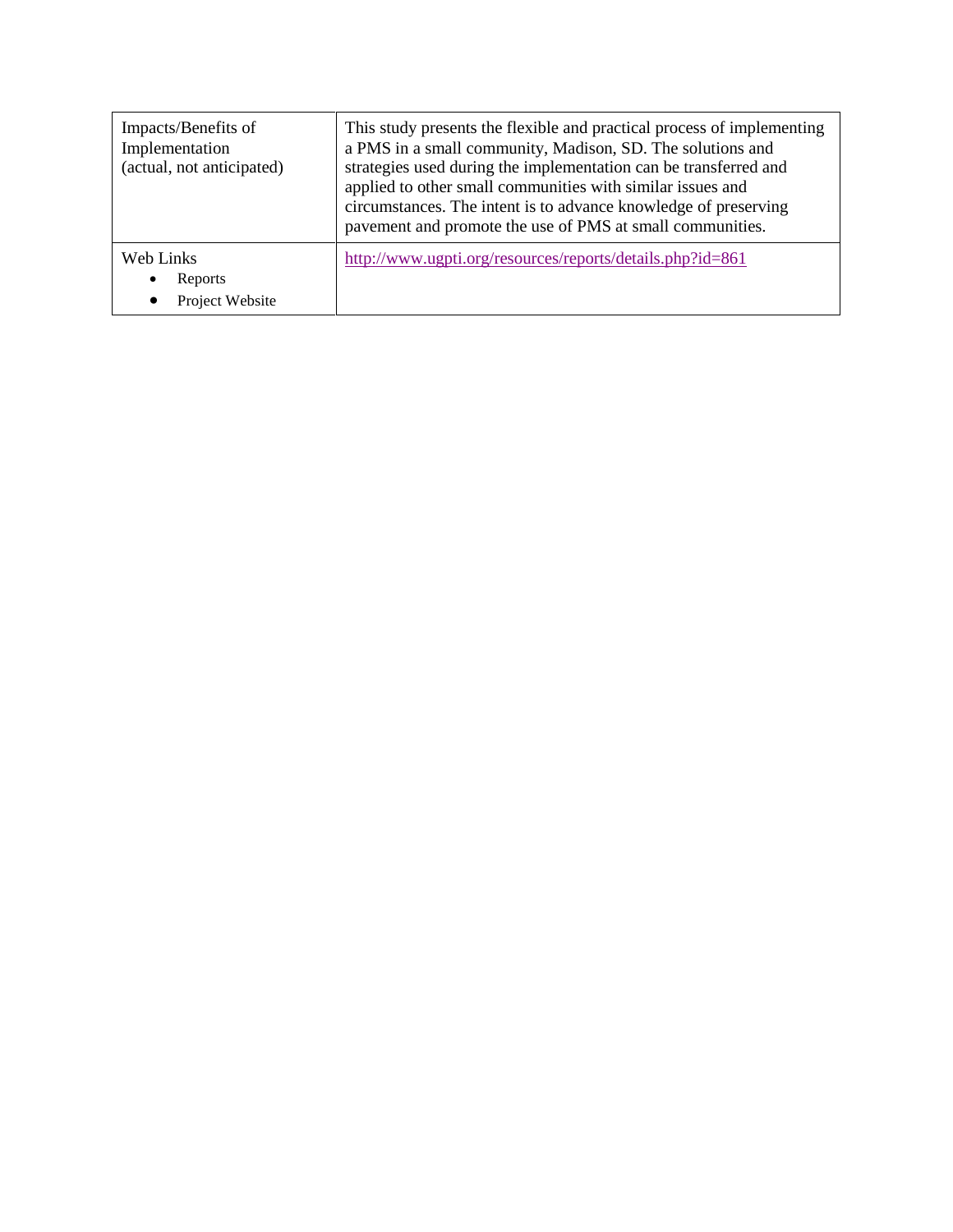| | |
|---|---|
| Impacts/Benefits of Implementation (actual, not anticipated) | This study presents the flexible and practical process of implementing a PMS in a small community, Madison, SD. The solutions and strategies used during the implementation can be transferred and applied to other small communities with similar issues and circumstances. The intent is to advance knowledge of preserving pavement and promote the use of PMS at small communities. |
| Web Links<br>• Reports<br>• Project Website | http://www.ugpti.org/resources/reports/details.php?id=861 |